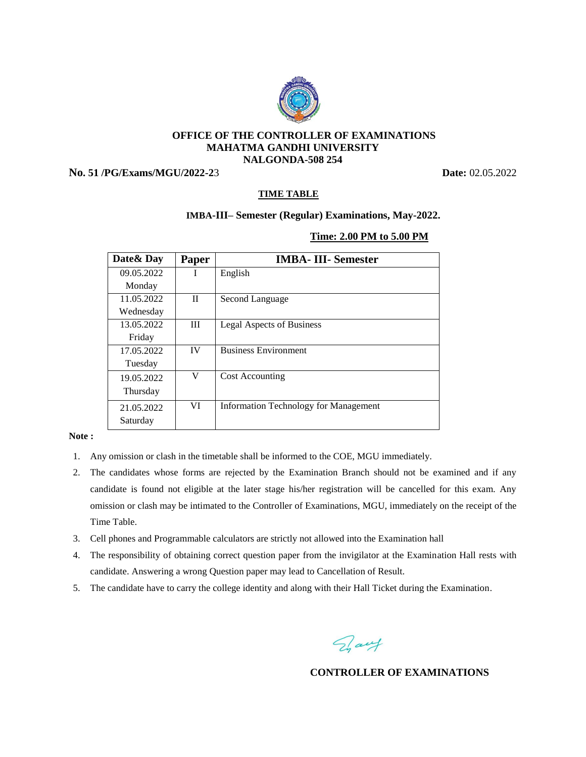**OFFICE OF THE CONTROLLER OF EXAMINATIONS**
**MAHATMA GANDHI UNIVERSITY**
**NALGONDA-508 254**

**No. 51 /PG/Exams/MGU/2022-2**3 **Date:** 02.05.2022

## TIME TABLE

**IMBA-III– Semester (Regular) Examinations, May-2022.**

**Time: 2.00 PM to 5.00 PM**

| Date& Day | Paper | IMBA- III- Semester |
|---|---|---|
| 09.05.2022 Monday | I | English |
| 11.05.2022 Wednesday | II | Second Language |
| 13.05.2022 Friday | III | Legal Aspects of Business |
| 17.05.2022 Tuesday | IV | Business Environment |
| 19.05.2022 Thursday | V | Cost Accounting |
| 21.05.2022 Saturday | VI | Information Technology for Management |

**Note :**

1. Any omission or clash in the timetable shall be informed to the COE, MGU immediately.
2. The candidates whose forms are rejected by the Examination Branch should not be examined and if any candidate is found not eligible at the later stage his/her registration will be cancelled for this exam. Any omission or clash may be intimated to the Controller of Examinations, MGU, immediately on the receipt of the Time Table.
3. Cell phones and Programmable calculators are strictly not allowed into the Examination hall
4. The responsibility of obtaining correct question paper from the invigilator at the Examination Hall rests with candidate. Answering a wrong Question paper may lead to Cancellation of Result.
5. The candidate have to carry the college identity and along with their Hall Ticket during the Examination.

**CONTROLLER OF EXAMINATIONS**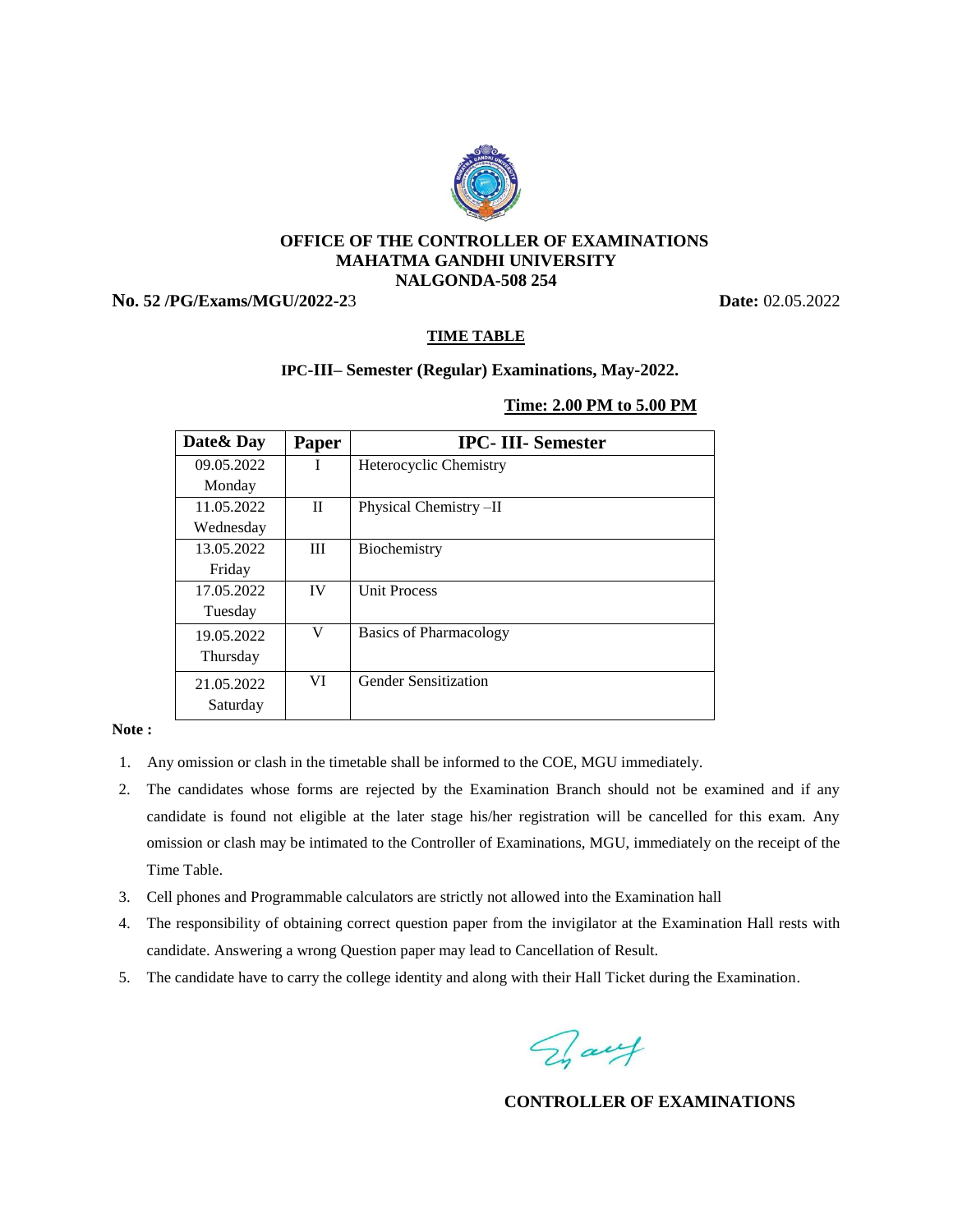**OFFICE OF THE CONTROLLER OF EXAMINATIONS**
**MAHATMA GANDHI UNIVERSITY**
**NALGONDA-508 254**

**No. 52 /PG/Exams/MGU/2022-2**3 **Date:** 02.05.2022

**TIME TABLE**

**IPC-III– Semester (Regular) Examinations, May-2022.**

**Time: 2.00 PM to 5.00 PM**

| Date& Day | Paper | IPC- III- Semester |
|---|---|---|
| 09.05.2022 Monday | I | Heterocyclic Chemistry |
| 11.05.2022 Wednesday | II | Physical Chemistry –II |
| 13.05.2022 Friday | III | Biochemistry |
| 17.05.2022 Tuesday | IV | Unit Process |
| 19.05.2022 Thursday | V | Basics of Pharmacology |
| 21.05.2022 Saturday | VI | Gender Sensitization |

**Note :**

1. Any omission or clash in the timetable shall be informed to the COE, MGU immediately.
2. The candidates whose forms are rejected by the Examination Branch should not be examined and if any candidate is found not eligible at the later stage his/her registration will be cancelled for this exam. Any omission or clash may be intimated to the Controller of Examinations, MGU, immediately on the receipt of the Time Table.
3. Cell phones and Programmable calculators are strictly not allowed into the Examination hall
4. The responsibility of obtaining correct question paper from the invigilator at the Examination Hall rests with candidate. Answering a wrong Question paper may lead to Cancellation of Result.
5. The candidate have to carry the college identity and along with their Hall Ticket during the Examination.

**CONTROLLER OF EXAMINATIONS**